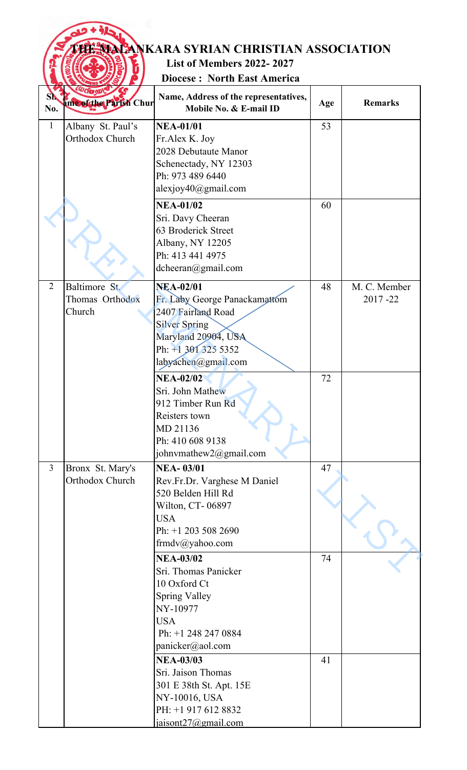# THE MALANKARA SYRIAN CHRISTIAN ASSOCIATION

**List of Members 2022- 2027**

**Diocese : North East America**

| Sl. No. | Name of the Parish Church | Name, Address of the representatives, Mobile No. & E-mail ID | Age | Remarks |
|---|---|---|---|---|
| 1 | Albany St. Paul's Orthodox Church | **NEA-01/01**<br>Fr.Alex K. Joy<br>2028 Debutaute Manor<br>Schenectady, NY 12303<br>Ph: 973 489 6440<br>alexjoy40@gmail.com | 53 | |
| | | **NEA-01/02**<br>Sri. Davy Cheeran<br>63 Broderick Street<br>Albany, NY 12205<br>Ph: 413 441 4975<br>dcheeran@gmail.com | 60 | |
| 2 | Baltimore St. Thomas Orthodox Church | **NEA-02/01**<br>Fr. Laby George Panackamattom<br>2407 Fairland Road<br>Silver Spring<br>Maryland 20904, USA<br>Ph: +1 301 325 5352<br>labyachen@gmail.com | 48 | M. C. Member 2017 -22 |
| | | **NEA-02/02**<br>Sri. John Mathew<br>912 Timber Run Rd<br>Reisters town<br>MD 21136<br>Ph: 410 608 9138<br>johnvmathew2@gmail.com | 72 | |
| 3 | Bronx St. Mary's Orthodox Church | **NEA- 03/01**<br>Rev.Fr.Dr. Varghese M Daniel<br>520 Belden Hill Rd<br>Wilton, CT- 06897<br>USA<br>Ph: +1 203 508 2690<br>frmdv@yahoo.com | 47 | |
| | | **NEA-03/02**<br>Sri. Thomas Panicker<br>10 Oxford Ct<br>Spring Valley<br>NY-10977<br>USA<br>Ph: +1 248 247 0884<br>panicker@aol.com | 74 | |
| | | **NEA-03/03**<br>Sri. Jaison Thomas<br>301 E 38th St. Apt. 15E<br>NY-10016, USA<br>PH: +1 917 612 8832<br>jaisont27@gmail.com | 41 | |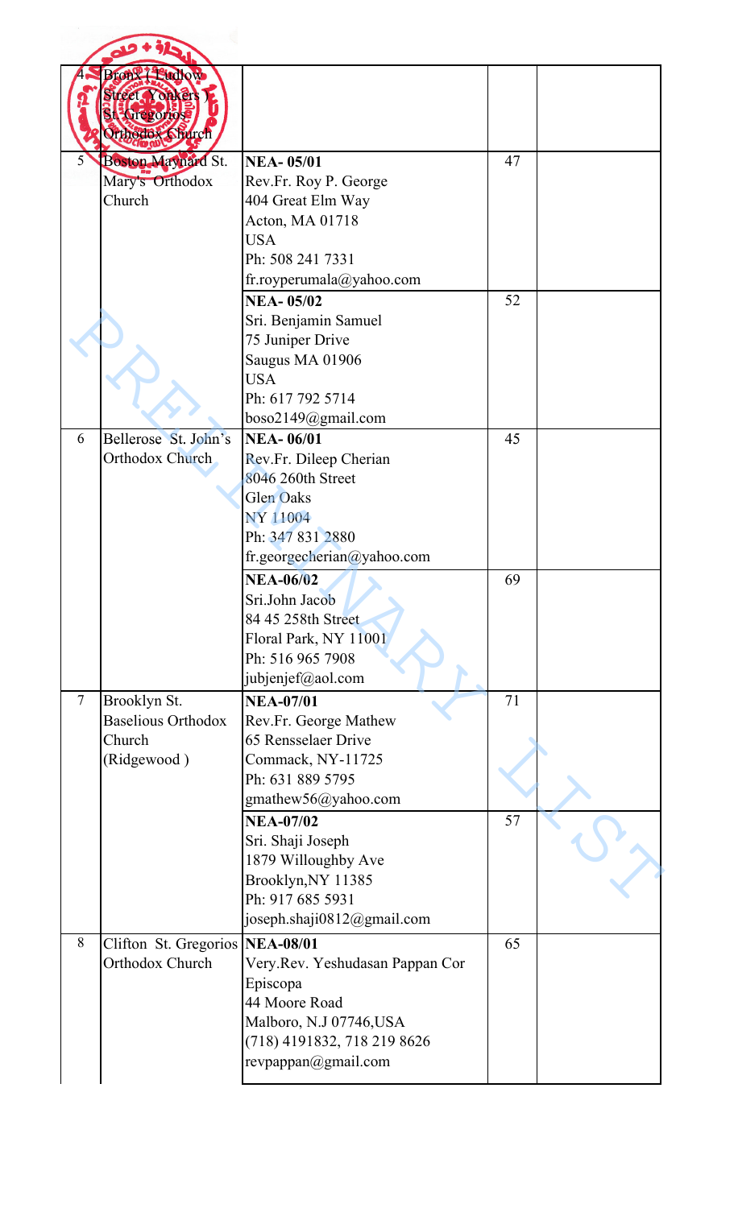| | | | | |
|---|---|---|---|---|
| 4 | Bronx ( Ludlow Street Yonkers ) St. Gregorios Orthodox Church | | | |
| 5 | Boston Maynard St. Mary's Orthodox Church | **NEA- 05/01**<br>Rev.Fr. Roy P. George<br>404 Great Elm Way<br>Acton, MA 01718<br>USA<br>Ph: 508 241 7331<br>fr.royperumala@yahoo.com | 47 | |
| | | **NEA- 05/02**<br>Sri. Benjamin Samuel<br>75 Juniper Drive<br>Saugus MA 01906<br>USA<br>Ph: 617 792 5714<br>boso2149@gmail.com | 52 | |
| 6 | Bellerose St. John's Orthodox Church | **NEA- 06/01**<br>Rev.Fr. Dileep Cherian<br>8046 260th Street<br>Glen Oaks<br>NY 11004<br>Ph: 347 831 2880<br>fr.georgecherian@yahoo.com | 45 | |
| | | **NEA-06/02**<br>Sri.John Jacob<br>84 45 258th Street<br>Floral Park, NY 11001<br>Ph: 516 965 7908<br>jubjenjef@aol.com | 69 | |
| 7 | Brooklyn St. Baselious Orthodox Church (Ridgewood ) | **NEA-07/01**<br>Rev.Fr. George Mathew<br>65 Rensselaer Drive<br>Commack, NY-11725<br>Ph: 631 889 5795<br>gmathew56@yahoo.com | 71 | |
| | | **NEA-07/02**<br>Sri. Shaji Joseph<br>1879 Willoughby Ave<br>Brooklyn,NY 11385<br>Ph: 917 685 5931<br>joseph.shaji0812@gmail.com | 57 | |
| 8 | Clifton St. Gregorios Orthodox Church | **NEA-08/01**<br>Very.Rev. Yeshudasan Pappan Cor Episcopa<br>44 Moore Road<br>Malboro, N.J 07746,USA<br>(718) 4191832, 718 219 8626<br>revpappan@gmail.com | 65 | |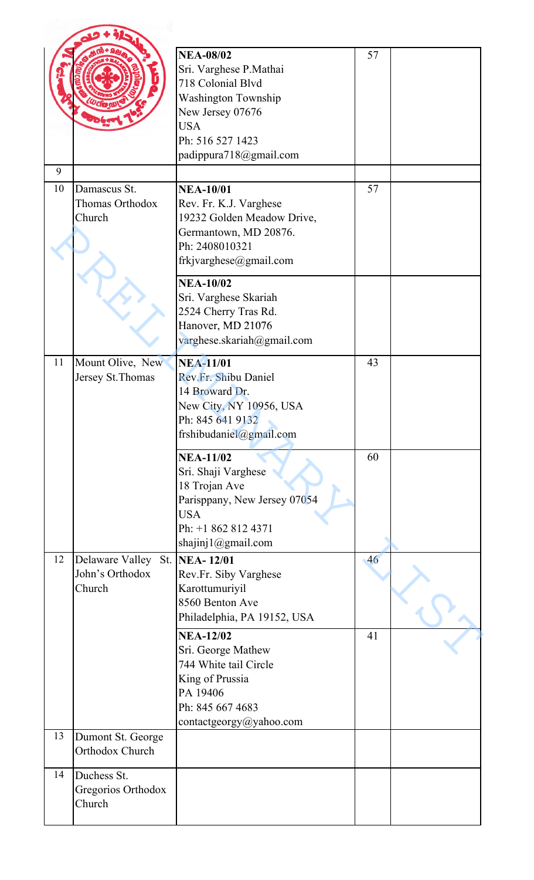| | | | | |
|---|---|---|---|---|
| | | **NEA-08/02**<br>Sri. Varghese P.Mathai<br>718 Colonial Blvd<br>Washington Township<br>New Jersey 07676<br>USA<br>Ph: 516 527 1423<br>padippura718@gmail.com | 57 | |
| 9 | | | | |
| 10 | Damascus St. Thomas Orthodox Church | **NEA-10/01**<br>Rev. Fr. K.J. Varghese<br>19232 Golden Meadow Drive,<br>Germantown, MD 20876.<br>Ph: 2408010321<br>frkjvarghese@gmail.com | 57 | |
| | | **NEA-10/02**<br>Sri. Varghese Skariah<br>2524 Cherry Tras Rd.<br>Hanover, MD 21076<br>varghese.skariah@gmail.com | | |
| 11 | Mount Olive, New Jersey St.Thomas | **NEA-11/01**<br>Rev.Fr. Shibu Daniel<br>14 Broward Dr.<br>New City, NY 10956, USA<br>Ph: 845 641 9132<br>frshibudaniel@gmail.com | 43 | |
| | | **NEA-11/02**<br>Sri. Shaji Varghese<br>18 Trojan Ave<br>Parisppany, New Jersey 07054<br>USA<br>Ph: +1 862 812 4371<br>shajinj1@gmail.com | 60 | |
| 12 | Delaware Valley St. John's Orthodox Church | **NEA- 12/01**<br>Rev.Fr. Siby Varghese<br>Karottumuriyil<br>8560 Benton Ave<br>Philadelphia, PA 19152, USA | 46 | |
| | | **NEA-12/02**<br>Sri. George Mathew<br>744 White tail Circle<br>King of Prussia<br>PA 19406<br>Ph: 845 667 4683<br>contactgeorgy@yahoo.com | 41 | |
| 13 | Dumont St. George Orthodox Church | | | |
| 14 | Duchess St. Gregorios Orthodox Church | | | |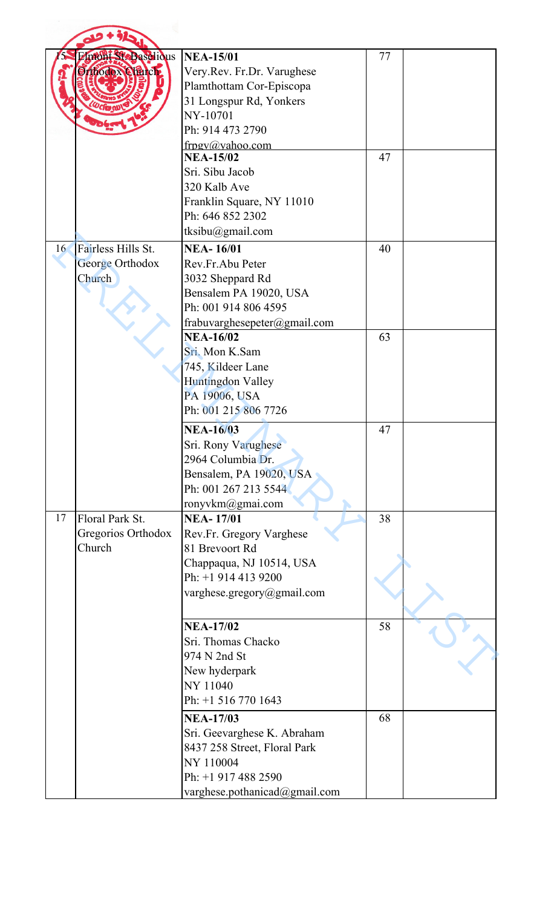| | | | | |
|---|---|---|---|---|
| 15 | Elmont St. Baselious Orthodox Church | **NEA-15/01**<br>Very.Rev. Fr.Dr. Varughese Plamthottam Cor-Episcopa<br>31 Longspur Rd, Yonkers<br>NY-10701<br>Ph: 914 473 2790<br>frpgv@yahoo.com | 77 | |
| | | **NEA-15/02**<br>Sri. Sibu Jacob<br>320 Kalb Ave<br>Franklin Square, NY 11010<br>Ph: 646 852 2302<br>tksibu@gmail.com | 47 | |
| 16 | Fairless Hills St. George Orthodox Church | **NEA- 16/01**<br>Rev.Fr.Abu Peter<br>3032 Sheppard Rd<br>Bensalem PA 19020, USA<br>Ph: 001 914 806 4595<br>frabuvarghesepeter@gmail.com | 40 | |
| | | **NEA-16/02**<br>Sri. Mon K.Sam<br>745, Kildeer Lane<br>Huntingdon Valley<br>PA 19006, USA<br>Ph: 001 215 806 7726 | 63 | |
| | | **NEA-16/03**<br>Sri. Rony Varughese<br>2964 Columbia Dr.<br>Bensalem, PA 19020, USA<br>Ph: 001 267 213 5544<br>ronyvkm@gmai.com | 47 | |
| 17 | Floral Park St. Gregorios Orthodox Church | **NEA- 17/01**<br>Rev.Fr. Gregory Varghese<br>81 Brevoort Rd<br>Chappaqua, NJ 10514, USA<br>Ph: +1 914 413 9200<br>varghese.gregory@gmail.com | 38 | |
| | | **NEA-17/02**<br>Sri. Thomas Chacko<br>974 N 2nd St<br>New hyderpark<br>NY 11040<br>Ph: +1 516 770 1643 | 58 | |
| | | **NEA-17/03**<br>Sri. Geevarghese K. Abraham<br>8437 258 Street, Floral Park<br>NY 110004<br>Ph: +1 917 488 2590<br>varghese.pothanicad@gmail.com | 68 | |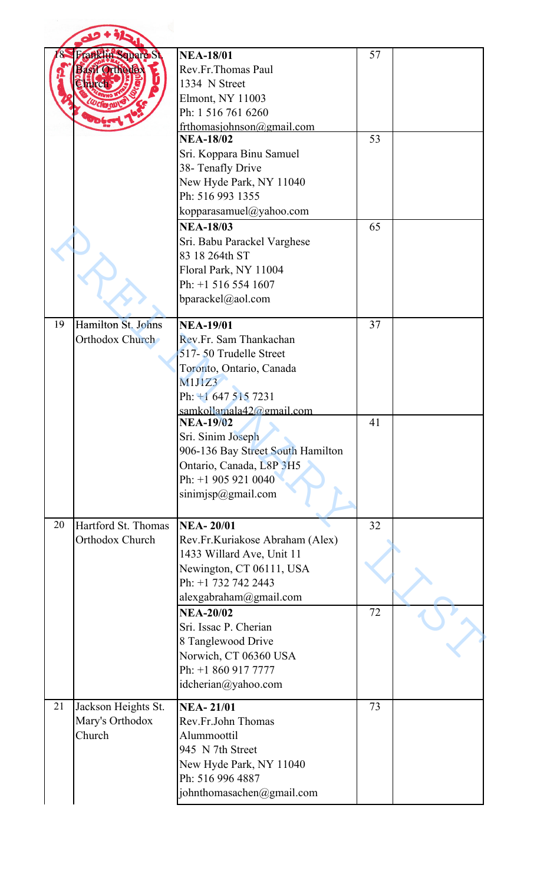| 18 | Franklin Square St. Basil Orthodox Church | **NEA-18/01**<br>Rev.Fr.Thomas Paul<br>1334 N Street<br>Elmont, NY 11003<br>Ph: 1 516 761 6260<br>frthomasjohnson@gmail.com | 57 | |
|---|---|---|---|---|
| | | **NEA-18/02**<br>Sri. Koppara Binu Samuel<br>38- Tenafly Drive<br>New Hyde Park, NY 11040<br>Ph: 516 993 1355<br>kopparasamuel@yahoo.com | 53 | |
| | | **NEA-18/03**<br>Sri. Babu Parackel Varghese<br>83 18 264th ST<br>Floral Park, NY 11004<br>Ph: +1 516 554 1607<br>bparackel@aol.com | 65 | |
| 19 | Hamilton St. Johns Orthodox Church | **NEA-19/01**<br>Rev.Fr. Sam Thankachan<br>517- 50 Trudelle Street<br>Toronto, Ontario, Canada<br>M1J1Z3<br>Ph: +1 647 515 7231<br>samkollamala42@gmail.com | 37 | |
| | | **NEA-19/02**<br>Sri. Sinim Joseph<br>906-136 Bay Street South Hamilton<br>Ontario, Canada, L8P 3H5<br>Ph: +1 905 921 0040<br>sinimjsp@gmail.com | 41 | |
| 20 | Hartford St. Thomas Orthodox Church | **NEA- 20/01**<br>Rev.Fr.Kuriakose Abraham (Alex)<br>1433 Willard Ave, Unit 11<br>Newington, CT 06111, USA<br>Ph: +1 732 742 2443<br>alexgabraham@gmail.com | 32 | |
| | | **NEA-20/02**<br>Sri. Issac P. Cherian<br>8 Tanglewood Drive<br>Norwich, CT 06360 USA<br>Ph: +1 860 917 7777<br>idcherian@yahoo.com | 72 | |
| 21 | Jackson Heights St. Mary's Orthodox Church | **NEA- 21/01**<br>Rev.Fr.John Thomas Alummoottil<br>945 N 7th Street<br>New Hyde Park, NY 11040<br>Ph: 516 996 4887<br>johnthomasachen@gmail.com | 73 | |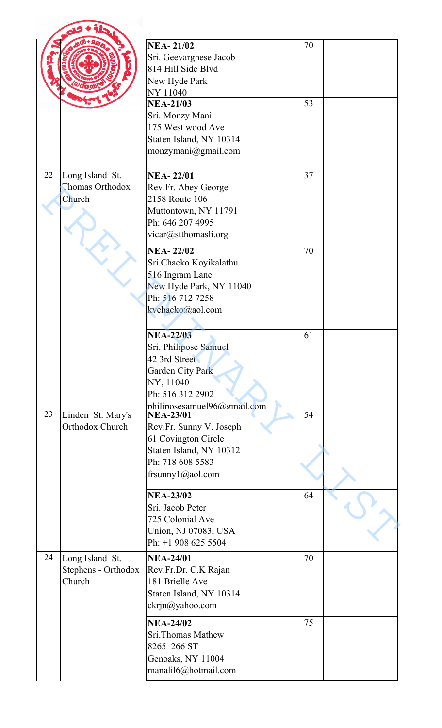| | | | | |
|---|---|---|---|---|
| | | **NEA- 21/02**<br>Sri. Geevarghese Jacob<br>814 Hill Side Blvd<br>New Hyde Park<br>NY 11040 | 70 | |
| | | **NEA-21/03**<br>Sri. Monzy Mani<br>175 West wood Ave<br>Staten Island, NY 10314<br>monzymani@gmail.com | 53 | |
| 22 | Long Island St. Thomas Orthodox Church | **NEA- 22/01**<br>Rev.Fr. Abey George<br>2158 Route 106<br>Muttontown, NY 11791<br>Ph: 646 207 4995<br>vicar@stthomasli.org | 37 | |
| | | **NEA- 22/02**<br>Sri.Chacko Koyikalathu<br>516 Ingram Lane<br>New Hyde Park, NY 11040<br>Ph: 516 712 7258<br>kvchacko@aol.com | 70 | |
| | | **NEA-22/03**<br>Sri. Philipose Samuel<br>42 3rd Street<br>Garden City Park<br>NY, 11040<br>Ph: 516 312 2902<br>philiposesamuel96@gmail.com | 61 | |
| 23 | Linden St. Mary's Orthodox Church | **NEA-23/01**<br>Rev.Fr. Sunny V. Joseph<br>61 Covington Circle<br>Staten Island, NY 10312<br>Ph: 718 608 5583<br>frsunny1@aol.com | 54 | |
| | | **NEA-23/02**<br>Sri. Jacob Peter<br>725 Colonial Ave<br>Union, NJ 07083, USA<br>Ph: +1 908 625 5504 | 64 | |
| 24 | Long Island St. Stephens - Orthodox Church | **NEA-24/01**<br>Rev.Fr.Dr. C.K Rajan<br>181 Brielle Ave<br>Staten Island, NY 10314<br>ckrjn@yahoo.com | 70 | |
| | | **NEA-24/02**<br>Sri.Thomas Mathew<br>8265 266 ST<br>Genoaks, NY 11004<br>manalil6@hotmail.com | 75 | |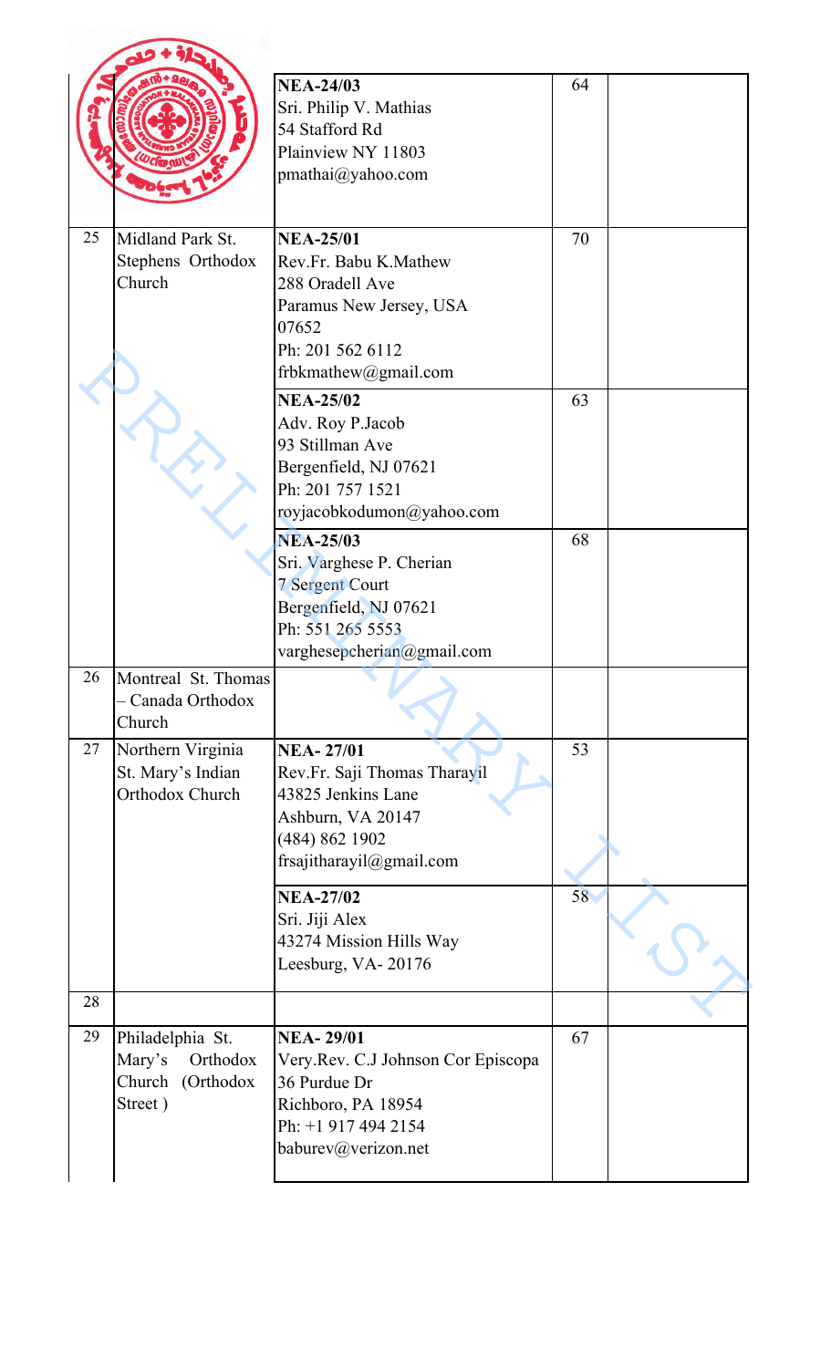| | | | | |
|---|---|---|---|---|
| | | **NEA-24/03**<br>Sri. Philip V. Mathias<br>54 Stafford Rd<br>Plainview NY 11803<br>pmathai@yahoo.com | 64 | |
| 25 | Midland Park St. Stephens Orthodox Church | **NEA-25/01**<br>Rev.Fr. Babu K.Mathew<br>288 Oradell Ave<br>Paramus New Jersey, USA 07652<br>Ph: 201 562 6112<br>frbkmathew@gmail.com | 70 | |
| | | **NEA-25/02**<br>Adv. Roy P.Jacob<br>93 Stillman Ave<br>Bergenfield, NJ 07621<br>Ph: 201 757 1521<br>royjacobkodumon@yahoo.com | 63 | |
| | | **NEA-25/03**<br>Sri. Varghese P. Cherian<br>7 Sergent Court<br>Bergenfield, NJ 07621<br>Ph: 551 265 5553<br>varghesepcherian@gmail.com | 68 | |
| 26 | Montreal St. Thomas – Canada Orthodox Church | | | |
| 27 | Northern Virginia St. Mary's Indian Orthodox Church | **NEA- 27/01**<br>Rev.Fr. Saji Thomas Tharayil<br>43825 Jenkins Lane<br>Ashburn, VA 20147<br>(484) 862 1902<br>frsajitharayil@gmail.com | 53 | |
| | | **NEA-27/02**<br>Sri. Jiji Alex<br>43274 Mission Hills Way<br>Leesburg, VA- 20176 | 58 | |
| 28 | | | | |
| 29 | Philadelphia St. Mary's Orthodox Church (Orthodox Street ) | **NEA- 29/01**<br>Very.Rev. C.J Johnson Cor Episcopa<br>36 Purdue Dr<br>Richboro, PA 18954<br>Ph: +1 917 494 2154<br>baburev@verizon.net | 67 | |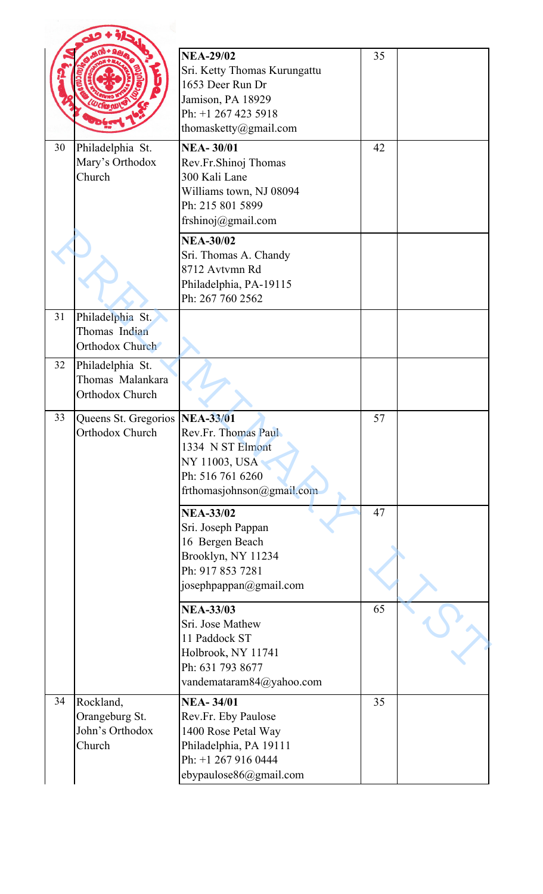| | | | | |
|---|---|---|---|---|
| | | **NEA-29/02**<br>Sri. Ketty Thomas Kurungattu<br>1653 Deer Run Dr<br>Jamison, PA 18929<br>Ph: +1 267 423 5918<br>thomasketty@gmail.com | 35 | |
| 30 | Philadelphia St. Mary's Orthodox Church | **NEA- 30/01**<br>Rev.Fr.Shinoj Thomas<br>300 Kali Lane<br>Williams town, NJ 08094<br>Ph: 215 801 5899<br>frshinoj@gmail.com | 42 | |
| | | **NEA-30/02**<br>Sri. Thomas A. Chandy<br>8712 Avtvmn Rd<br>Philadelphia, PA-19115<br>Ph: 267 760 2562 | | |
| 31 | Philadelphia St. Thomas Indian Orthodox Church | | | |
| 32 | Philadelphia St. Thomas Malankara Orthodox Church | | | |
| 33 | Queens St. Gregorios Orthodox Church | **NEA-33/01**<br>Rev.Fr. Thomas Paul<br>1334 N ST Elmont<br>NY 11003, USA<br>Ph: 516 761 6260<br>frthomasjohnson@gmail.com | 57 | |
| | | **NEA-33/02**<br>Sri. Joseph Pappan<br>16 Bergen Beach<br>Brooklyn, NY 11234<br>Ph: 917 853 7281<br>josephpappan@gmail.com | 47 | |
| | | **NEA-33/03**<br>Sri. Jose Mathew<br>11 Paddock ST<br>Holbrook, NY 11741<br>Ph: 631 793 8677<br>vandemataram84@yahoo.com | 65 | |
| 34 | Rockland, Orangeburg St. John's Orthodox Church | **NEA- 34/01**<br>Rev.Fr. Eby Paulose<br>1400 Rose Petal Way<br>Philadelphia, PA 19111<br>Ph: +1 267 916 0444<br>ebypaulose86@gmail.com | 35 | |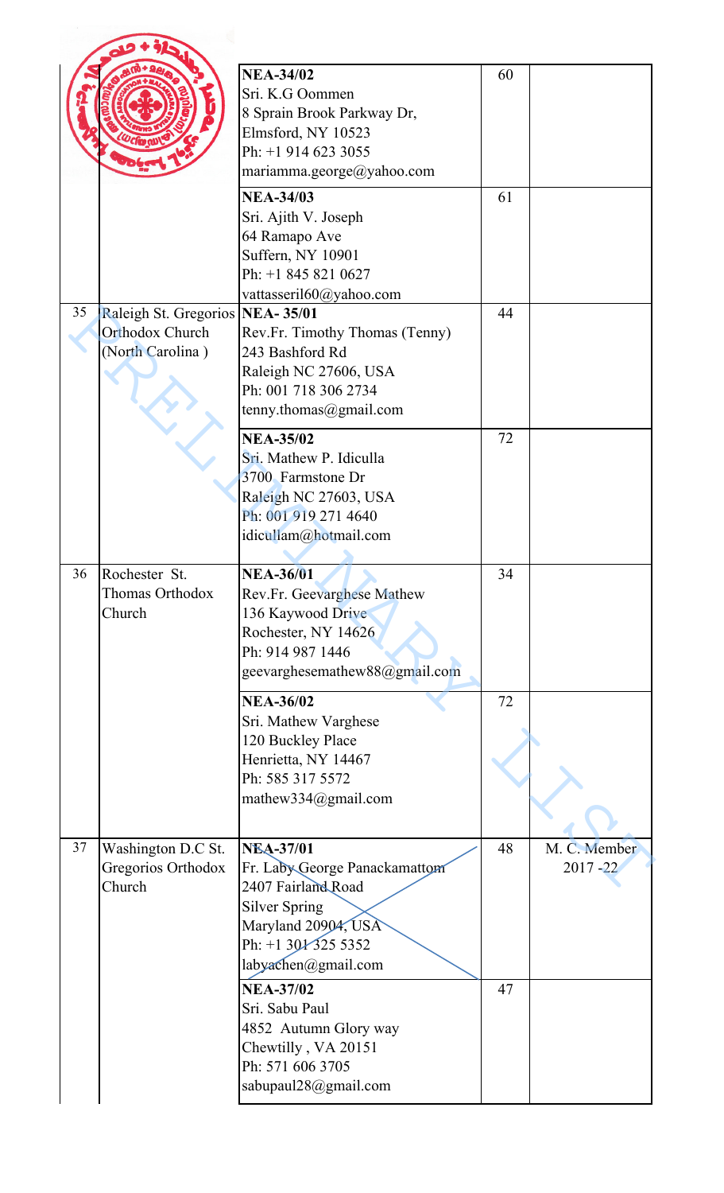| | | | | |
|---|---|---|---|---|
| | | **NEA-34/02**<br>Sri. K.G Oommen<br>8 Sprain Brook Parkway Dr,<br>Elmsford, NY 10523<br>Ph: +1 914 623 3055<br>mariamma.george@yahoo.com | 60 | |
| | | **NEA-34/03**<br>Sri. Ajith V. Joseph<br>64 Ramapo Ave<br>Suffern, NY 10901<br>Ph: +1 845 821 0627<br>vattasseril60@yahoo.com | 61 | |
| 35 | Raleigh St. Gregorios Orthodox Church (North Carolina ) | **NEA- 35/01**<br>Rev.Fr. Timothy Thomas (Tenny)<br>243 Bashford Rd<br>Raleigh NC 27606, USA<br>Ph: 001 718 306 2734<br>tenny.thomas@gmail.com | 44 | |
| | | **NEA-35/02**<br>Sri. Mathew P. Idiculla<br>3700 Farmstone Dr<br>Raleigh NC 27603, USA<br>Ph: 001 919 271 4640<br>idicullam@hotmail.com | 72 | |
| 36 | Rochester St. Thomas Orthodox Church | **NEA-36/01**<br>Rev.Fr. Geevarghese Mathew<br>136 Kaywood Drive<br>Rochester, NY 14626<br>Ph: 914 987 1446<br>geevarghesemathew88@gmail.com | 34 | |
| | | **NEA-36/02**<br>Sri. Mathew Varghese<br>120 Buckley Place<br>Henrietta, NY 14467<br>Ph: 585 317 5572<br>mathew334@gmail.com | 72 | |
| 37 | Washington D.C St. Gregorios Orthodox Church | **NEA-37/01**<br>Fr. Laby George Panackamattom<br>2407 Fairland Road<br>Silver Spring<br>Maryland 20904, USA<br>Ph: +1 301 325 5352<br>labyachen@gmail.com | 48 | M. C. Member 2017 -22 |
| | | **NEA-37/02**<br>Sri. Sabu Paul<br>4852 Autumn Glory way<br>Chewtilly , VA 20151<br>Ph: 571 606 3705<br>sabupaul28@gmail.com | 47 | |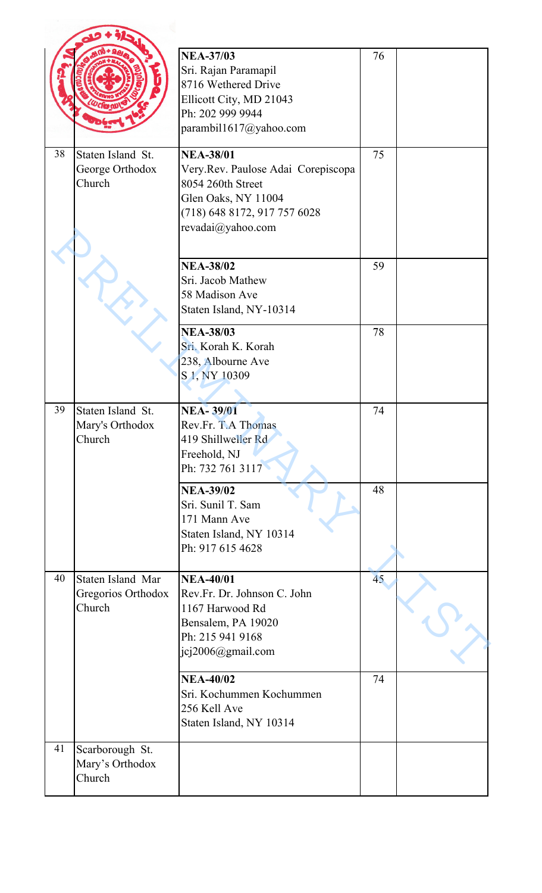| | | | | |
|---|---|---|---|---|
| | | **NEA-37/03**<br>Sri. Rajan Paramapil<br>8716 Wethered Drive<br>Ellicott City, MD 21043<br>Ph: 202 999 9944<br>parambil1617@yahoo.com | 76 | |
| 38 | Staten Island St. George Orthodox Church | **NEA-38/01**<br>Very.Rev. Paulose Adai Corepiscopa<br>8054 260th Street<br>Glen Oaks, NY 11004<br>(718) 648 8172, 917 757 6028<br>revadai@yahoo.com | 75 | |
| | | **NEA-38/02**<br>Sri. Jacob Mathew<br>58 Madison Ave<br>Staten Island, NY-10314 | 59 | |
| | | **NEA-38/03**<br>Sri. Korah K. Korah<br>238, Albourne Ave<br>S 1, NY 10309 | 78 | |
| 39 | Staten Island St. Mary's Orthodox Church | **NEA- 39/01**<br>Rev.Fr. T.A Thomas<br>419 Shillweller Rd<br>Freehold, NJ<br>Ph: 732 761 3117 | 74 | |
| | | **NEA-39/02**<br>Sri. Sunil T. Sam<br>171 Mann Ave<br>Staten Island, NY 10314<br>Ph: 917 615 4628 | 48 | |
| 40 | Staten Island Mar Gregorios Orthodox Church | **NEA-40/01**<br>Rev.Fr. Dr. Johnson C. John<br>1167 Harwood Rd<br>Bensalem, PA 19020<br>Ph: 215 941 9168<br>jcj2006@gmail.com | 45 | |
| | | **NEA-40/02**<br>Sri. Kochummen Kochummen<br>256 Kell Ave<br>Staten Island, NY 10314 | 74 | |
| 41 | Scarborough St. Mary's Orthodox Church | | | |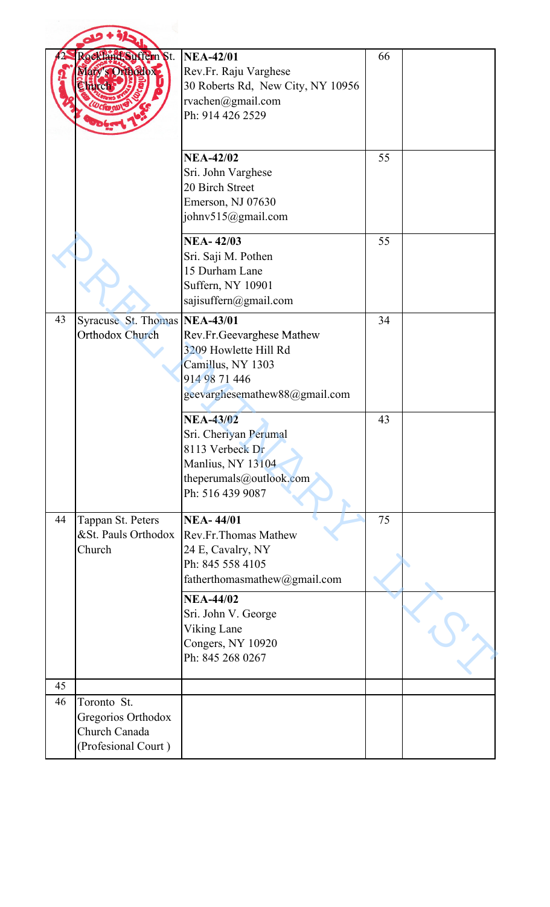| | | | | |
|---|---|---|---|---|
| 42 | Rockland Suffern St. Mary's Orthodox Church | **NEA-42/01**<br>Rev.Fr. Raju Varghese<br>30 Roberts Rd, New City, NY 10956<br>rvachen@gmail.com<br>Ph: 914 426 2529 | 66 | |
| | | **NEA-42/02**<br>Sri. John Varghese<br>20 Birch Street<br>Emerson, NJ 07630<br>johnv515@gmail.com | 55 | |
| | | **NEA- 42/03**<br>Sri. Saji M. Pothen<br>15 Durham Lane<br>Suffern, NY 10901<br>sajisuffern@gmail.com | 55 | |
| 43 | Syracuse St. Thomas Orthodox Church | **NEA-43/01**<br>Rev.Fr.Geevarghese Mathew<br>3209 Howlette Hill Rd<br>Camillus, NY 1303<br>914 98 71 446<br>geevarghesemathew88@gmail.com | 34 | |
| | | **NEA-43/02**<br>Sri. Cheriyan Perumal<br>8113 Verbeck Dr<br>Manlius, NY 13104<br>theperumals@outlook.com<br>Ph: 516 439 9087 | 43 | |
| 44 | Tappan St. Peters &St. Pauls Orthodox Church | **NEA- 44/01**<br>Rev.Fr.Thomas Mathew<br>24 E, Cavalry, NY<br>Ph: 845 558 4105<br>fatherthomasmathew@gmail.com | 75 | |
| | | **NEA-44/02**<br>Sri. John V. George<br>Viking Lane<br>Congers, NY 10920<br>Ph: 845 268 0267 | | |
| 45 | | | | |
| 46 | Toronto St. Gregorios Orthodox Church Canada (Profesional Court ) | | | |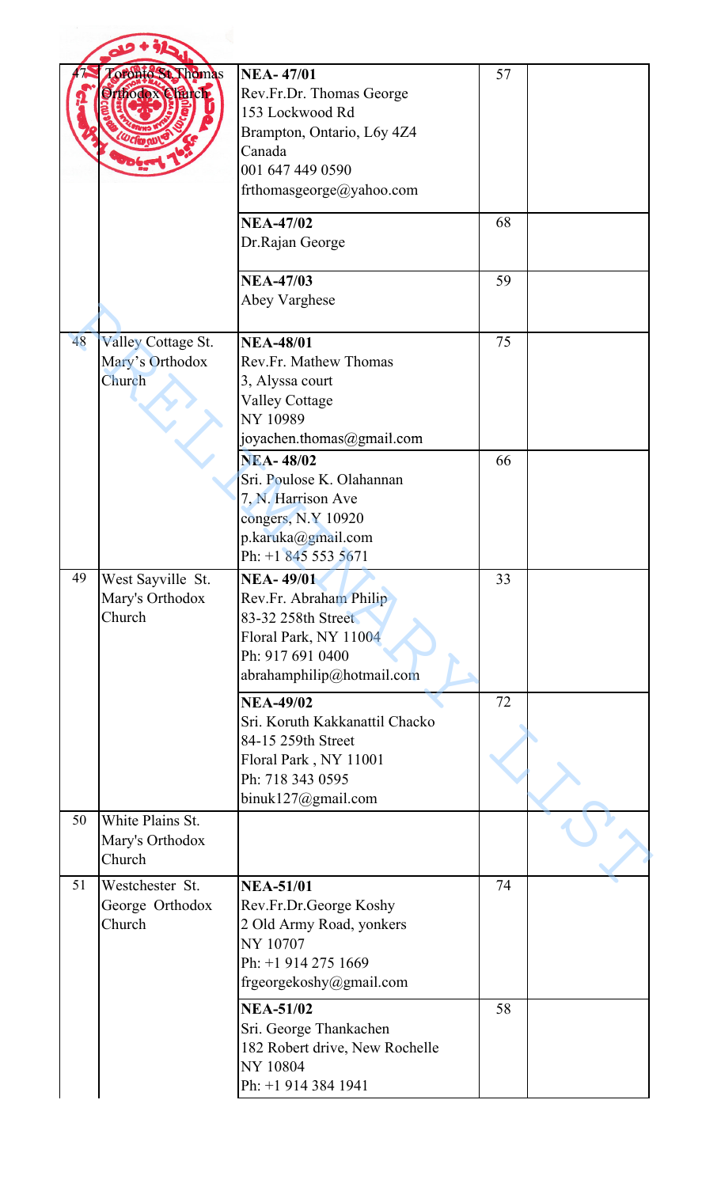| 47 | Toronto St.Thomas Orthodox Church | NEA- 47/01<br>Rev.Fr.Dr. Thomas George<br>153 Lockwood Rd<br>Brampton, Ontario, L6y 4Z4<br>Canada<br>001 647 449 0590<br>frthomasgeorge@yahoo.com | 57 | |
|---|---|---|---|---|
| | | NEA-47/02<br>Dr.Rajan George | 68 | |
| | | NEA-47/03<br>Abey Varghese | 59 | |
| 48 | Valley Cottage St. Mary's Orthodox Church | NEA-48/01<br>Rev.Fr. Mathew Thomas<br>3, Alyssa court<br>Valley Cottage<br>NY 10989<br>joyachen.thomas@gmail.com | 75 | |
| | | NEA- 48/02<br>Sri. Poulose K. Olahannan<br>7, N. Harrison Ave<br>congers, N.Y 10920<br>p.karuka@gmail.com<br>Ph: +1 845 553 5671 | 66 | |
| 49 | West Sayville St. Mary's Orthodox Church | NEA- 49/01<br>Rev.Fr. Abraham Philip<br>83-32 258th Street<br>Floral Park, NY 11004<br>Ph: 917 691 0400<br>abrahamphilip@hotmail.com | 33 | |
| | | NEA-49/02<br>Sri. Koruth Kakkanattil Chacko<br>84-15 259th Street<br>Floral Park , NY 11001<br>Ph: 718 343 0595<br>binuk127@gmail.com | 72 | |
| 50 | White Plains St. Mary's Orthodox Church | | | |
| 51 | Westchester St. George Orthodox Church | NEA-51/01<br>Rev.Fr.Dr.George Koshy<br>2 Old Army Road, yonkers<br>NY 10707<br>Ph: +1 914 275 1669<br>frgeorgekoshy@gmail.com | 74 | |
| | | NEA-51/02<br>Sri. George Thankachen<br>182 Robert drive, New Rochelle<br>NY 10804<br>Ph: +1 914 384 1941 | 58 | |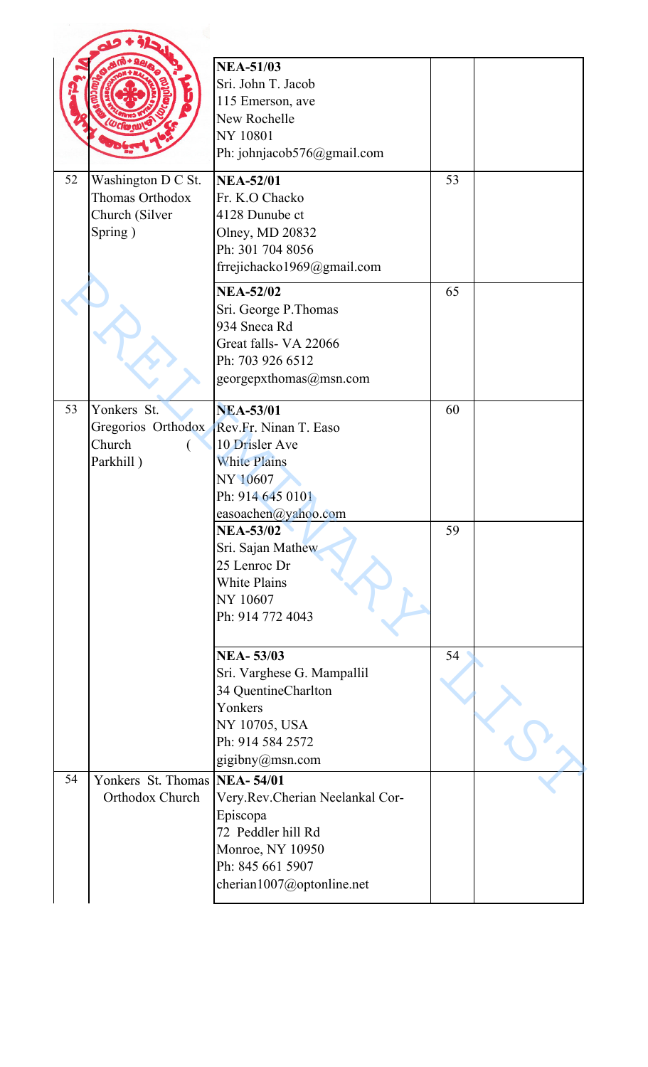| | | | | |
|---|---|---|---|---|
| | | **NEA-51/03**<br>Sri. John T. Jacob<br>115 Emerson, ave<br>New Rochelle<br>NY 10801<br>Ph: johnjacob576@gmail.com | | |
| 52 | Washington D C St. Thomas Orthodox Church (Silver Spring ) | **NEA-52/01**<br>Fr. K.O Chacko<br>4128 Dunube ct<br>Olney, MD 20832<br>Ph: 301 704 8056<br>frrejichacko1969@gmail.com | 53 | |
| | | **NEA-52/02**<br>Sri. George P.Thomas<br>934 Sneca Rd<br>Great falls- VA 22066<br>Ph: 703 926 6512<br>georgepxthomas@msn.com | 65 | |
| 53 | Yonkers St. Gregorios Orthodox Church ( Parkhill ) | **NEA-53/01**<br>Rev.Fr. Ninan T. Easo<br>10 Drisler Ave<br>White Plains<br>NY 10607<br>Ph: 914 645 0101<br>easoachen@yahoo.com | 60 | |
| | | **NEA-53/02**<br>Sri. Sajan Mathew<br>25 Lenroc Dr<br>White Plains<br>NY 10607<br>Ph: 914 772 4043 | 59 | |
| | | **NEA- 53/03**<br>Sri. Varghese G. Mampallil<br>34 QuentineCharlton<br>Yonkers<br>NY 10705, USA<br>Ph: 914 584 2572<br>gigibny@msn.com | 54 | |
| 54 | Yonkers St. Thomas Orthodox Church | **NEA- 54/01**<br>Very.Rev.Cherian Neelankal Cor-Episcopa<br>72 Peddler hill Rd<br>Monroe, NY 10950<br>Ph: 845 661 5907<br>cherian1007@optonline.net | | |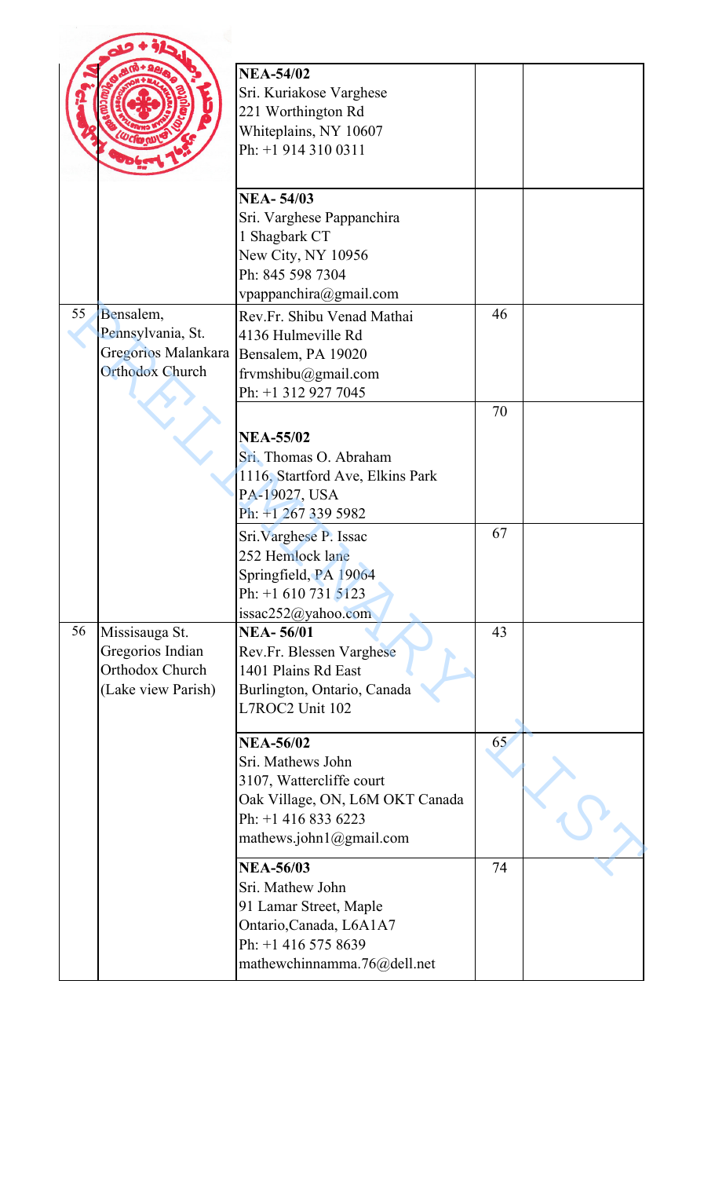| | | | | |
|---|---|---|---|---|
| | | **NEA-54/02**<br>Sri. Kuriakose Varghese<br>221 Worthington Rd<br>Whiteplains, NY 10607<br>Ph: +1 914 310 0311 | | |
| | | **NEA- 54/03**<br>Sri. Varghese Pappanchira<br>1 Shagbark CT<br>New City, NY 10956<br>Ph: 845 598 7304<br>vpappanchira@gmail.com | | |
| 55 | Bensalem, Pennsylvania, St. Gregorios Malankara Orthodox Church | Rev.Fr. Shibu Venad Mathai<br>4136 Hulmeville Rd<br>Bensalem, PA 19020<br>frvmshibu@gmail.com<br>Ph: +1 312 927 7045 | 46 | |
| | | **NEA-55/02**<br>Sri. Thomas O. Abraham<br>1116, Startford Ave, Elkins Park<br>PA-19027, USA<br>Ph: +1 267 339 5982 | 70 | |
| | | Sri.Varghese P. Issac<br>252 Hemlock lane<br>Springfield, PA 19064<br>Ph: +1 610 731 5123<br>issac252@yahoo.com | 67 | |
| 56 | Missisauga St. Gregorios Indian Orthodox Church (Lake view Parish) | **NEA- 56/01**<br>Rev.Fr. Blessen Varghese<br>1401 Plains Rd East<br>Burlington, Ontario, Canada<br>L7ROC2 Unit 102 | 43 | |
| | | **NEA-56/02**<br>Sri. Mathews John<br>3107, Wattercliffe court<br>Oak Village, ON, L6M OKT Canada<br>Ph: +1 416 833 6223<br>mathews.john1@gmail.com | 65 | |
| | | **NEA-56/03**<br>Sri. Mathew John<br>91 Lamar Street, Maple<br>Ontario,Canada, L6A1A7<br>Ph: +1 416 575 8639<br>mathewchinnamma.76@dell.net | 74 | |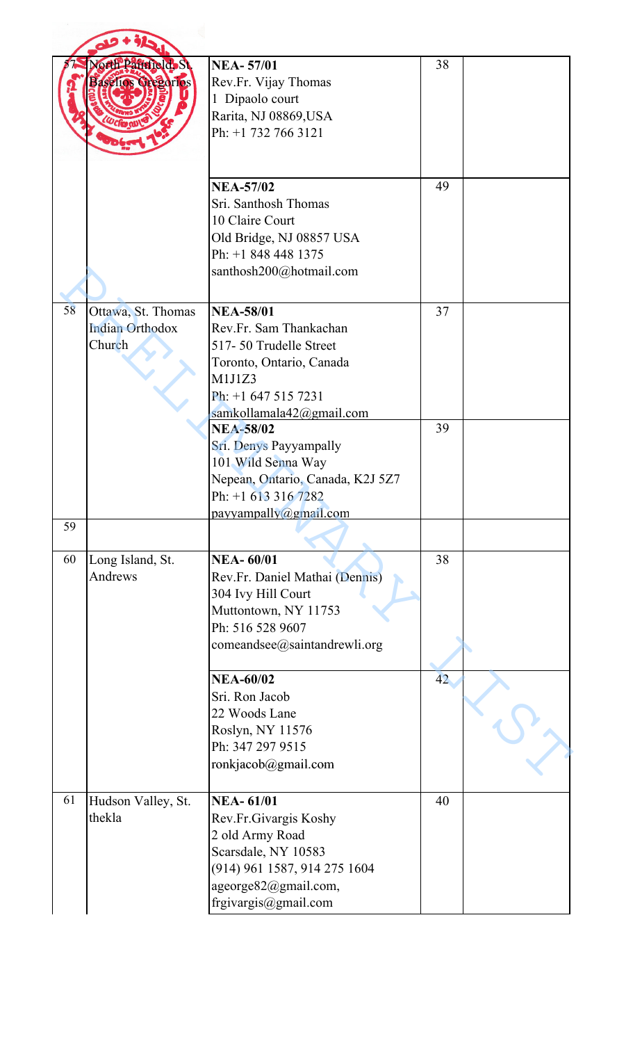| | | | | |
|---|---|---|---|---|
| 57 | North Plainfield, St. Baselios Gregorios | **NEA- 57/01**<br>Rev.Fr. Vijay Thomas<br>1 Dipaolo court<br>Rarita, NJ 08869,USA<br>Ph: +1 732 766 3121 | 38 | |
| | | **NEA-57/02**<br>Sri. Santhosh Thomas<br>10 Claire Court<br>Old Bridge, NJ 08857 USA<br>Ph: +1 848 448 1375<br>santhosh200@hotmail.com | 49 | |
| 58 | Ottawa, St. Thomas Indian Orthodox Church | **NEA-58/01**<br>Rev.Fr. Sam Thankachan<br>517- 50 Trudelle Street<br>Toronto, Ontario, Canada<br>M1J1Z3<br>Ph: +1 647 515 7231<br>samkollamala42@gmail.com | 37 | |
| | | **NEA-58/02**<br>Sri. Denys Payyampally<br>101 Wild Senna Way<br>Nepean, Ontario, Canada, K2J 5Z7<br>Ph: +1 613 316 7282<br>payyampally@gmail.com | 39 | |
| 59 | | | | |
| 60 | Long Island, St. Andrews | **NEA- 60/01**<br>Rev.Fr. Daniel Mathai (Dennis)<br>304 Ivy Hill Court<br>Muttontown, NY 11753<br>Ph: 516 528 9607<br>comeandsee@saintandrewli.org | 38 | |
| | | **NEA-60/02**<br>Sri. Ron Jacob<br>22 Woods Lane<br>Roslyn, NY 11576<br>Ph: 347 297 9515<br>ronkjacob@gmail.com | 42 | |
| 61 | Hudson Valley, St. thekla | **NEA- 61/01**<br>Rev.Fr.Givargis Koshy<br>2 old Army Road<br>Scarsdale, NY 10583<br>(914) 961 1587, 914 275 1604<br>ageorge82@gmail.com,<br>frgivargis@gmail.com | 40 | |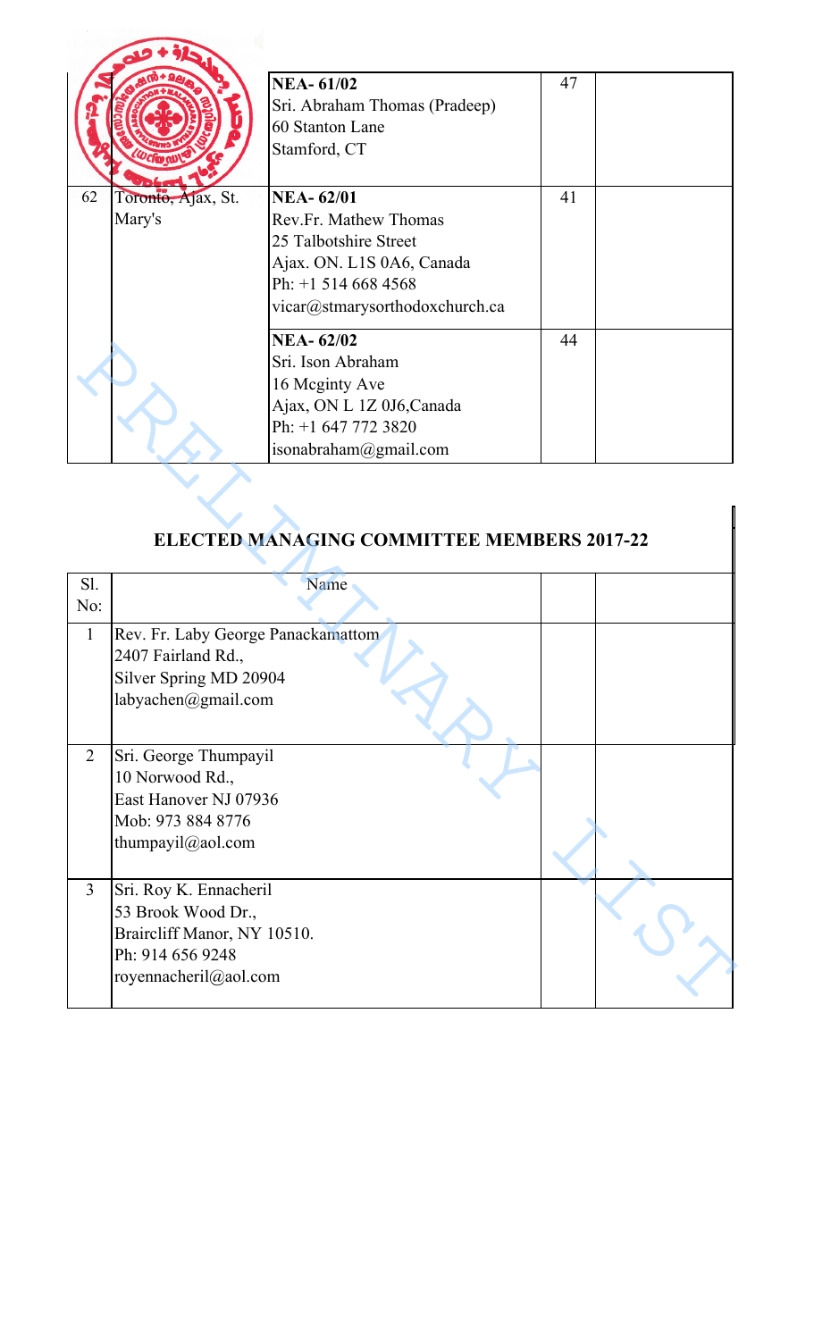| | | | | |
|---|---|---|---|---|
| | | **NEA- 61/02**<br>Sri. Abraham Thomas (Pradeep)<br>60 Stanton Lane<br>Stamford, CT | 47 | |
| 62 | Toronto, Ajax, St. Mary's | **NEA- 62/01**<br>Rev.Fr. Mathew Thomas<br>25 Talbotshire Street<br>Ajax. ON. L1S 0A6, Canada<br>Ph: +1 514 668 4568<br>vicar@stmarysorthodoxchurch.ca | 41 | |
| | | **NEA- 62/02**<br>Sri. Ison Abraham<br>16 Mcginty Ave<br>Ajax, ON L 1Z 0J6,Canada<br>Ph: +1 647 772 3820<br>isonabraham@gmail.com | 44 | |

## ELECTED MANAGING COMMITTEE MEMBERS 2017-22

| Sl. No: | Name | | |
|---|---|---|---|
| 1 | Rev. Fr. Laby George Panackamattom<br>2407 Fairland Rd.,<br>Silver Spring MD 20904<br>labyachen@gmail.com | | |
| 2 | Sri. George Thumpayil<br>10 Norwood Rd.,<br>East Hanover NJ 07936<br>Mob: 973 884 8776<br>thumpayil@aol.com | | |
| 3 | Sri. Roy K. Ennacheril<br>53 Brook Wood Dr.,<br>Braircliff Manor, NY 10510.<br>Ph: 914 656 9248<br>royennacheril@aol.com | | |